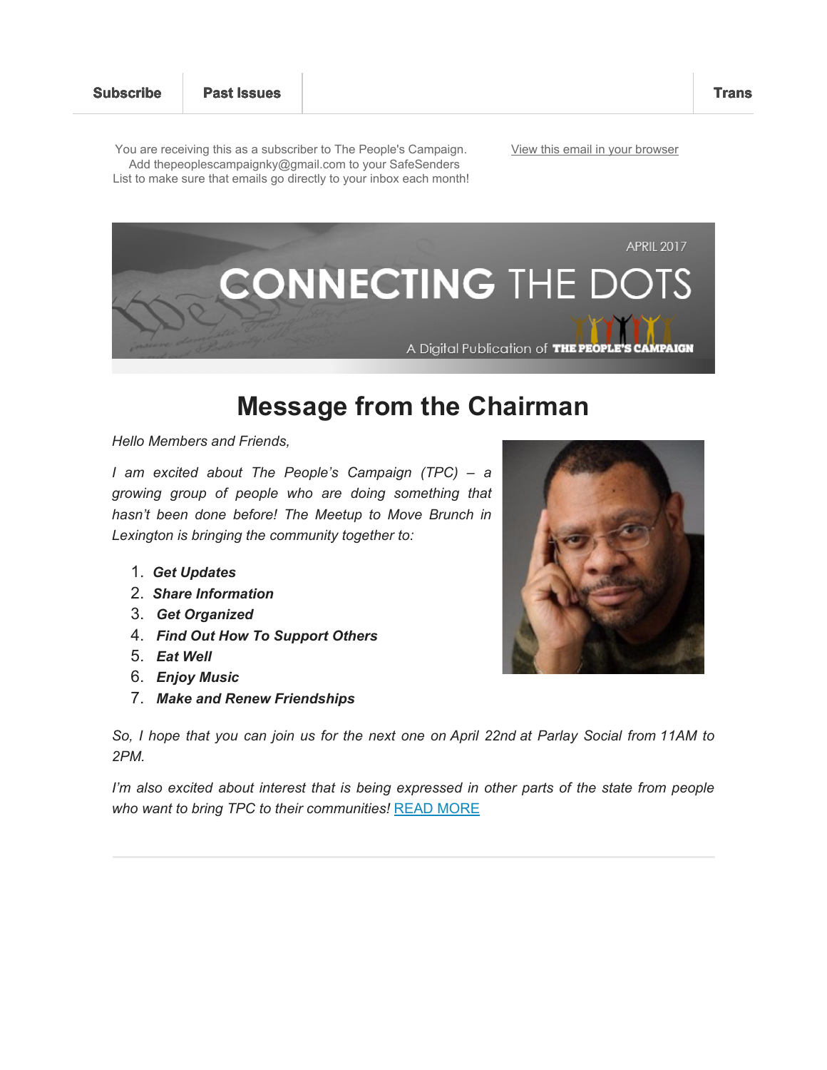Subscribe | Past Issues | Trans

You are receiving this as a subscriber to The People's Campaign. Add thepeoplescampaignky@gmail.com to your SafeSenders List to make sure that emails go directly to your inbox each month!

View this email in your browser

APRIL 2017

# CONNECTING THE DOTS

A Digital Publication of THE PEOPLE'S CAMPAIGN

## Message from the Chairman

*Hello Members and Friends,*

*I am excited about The People's Campaign (TPC) – a growing group of people who are doing something that hasn't been done before! The Meetup to Move Brunch in Lexington is bringing the community together to:*

1. ***Get Updates***
2. ***Share Information***
3. ***Get Organized***
4. ***Find Out How To Support Others***
5. ***Eat Well***
6. ***Enjoy Music***
7. ***Make and Renew Friendships***

*So, I hope that you can join us for the next one on April 22nd at Parlay Social from 11AM to 2PM.*

*I'm also excited about interest that is being expressed in other parts of the state from people who want to bring TPC to their communities!* READ MORE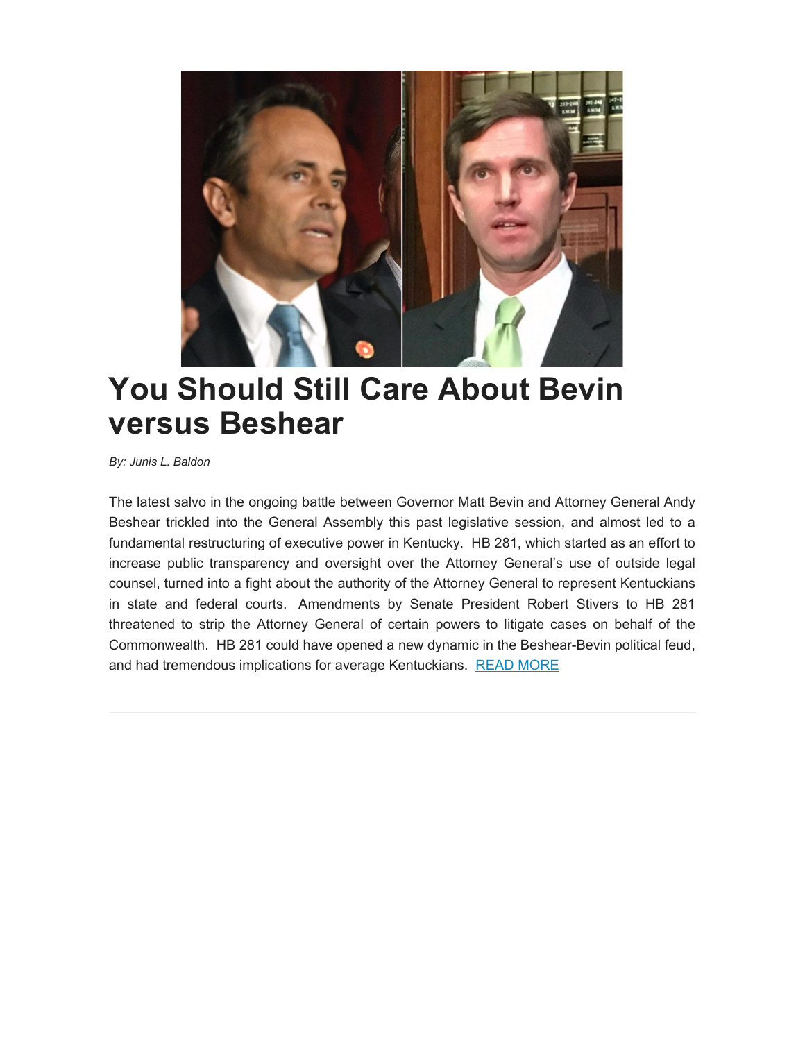# You Should Still Care About Bevin versus Beshear

*By: Junis L. Baldon*

The latest salvo in the ongoing battle between Governor Matt Bevin and Attorney General Andy Beshear trickled into the General Assembly this past legislative session, and almost led to a fundamental restructuring of executive power in Kentucky. HB 281, which started as an effort to increase public transparency and oversight over the Attorney General's use of outside legal counsel, turned into a fight about the authority of the Attorney General to represent Kentuckians in state and federal courts. Amendments by Senate President Robert Stivers to HB 281 threatened to strip the Attorney General of certain powers to litigate cases on behalf of the Commonwealth. HB 281 could have opened a new dynamic in the Beshear-Bevin political feud, and had tremendous implications for average Kentuckians. READ MORE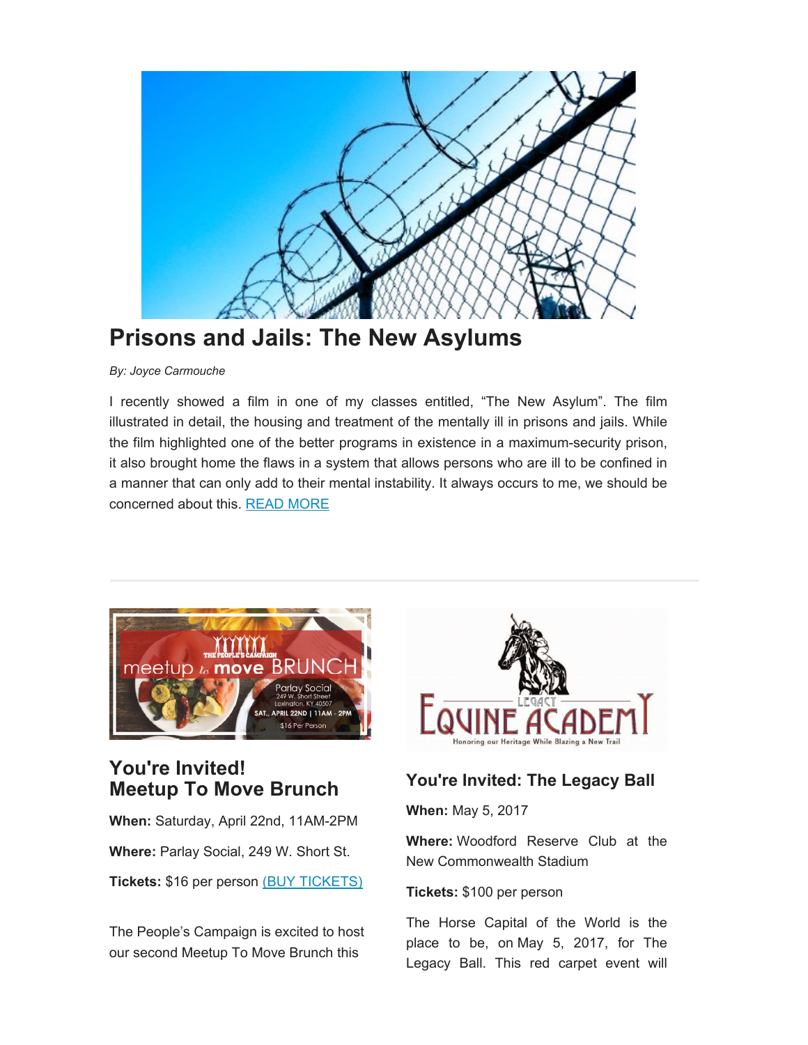## Prisons and Jails: The New Asylums

*By: Joyce Carmouche*

I recently showed a film in one of my classes entitled, "The New Asylum". The film illustrated in detail, the housing and treatment of the mentally ill in prisons and jails. While the film highlighted one of the better programs in existence in a maximum-security prison, it also brought home the flaws in a system that allows persons who are ill to be confined in a manner that can only add to their mental instability. It always occurs to me, we should be concerned about this. READ MORE

---

### You're Invited! Meetup To Move Brunch

**When:** Saturday, April 22nd, 11AM-2PM

**Where:** Parlay Social, 249 W. Short St.

**Tickets:** $16 per person (BUY TICKETS)

The People's Campaign is excited to host our second Meetup To Move Brunch this

### You're Invited: The Legacy Ball

**When:** May 5, 2017

**Where:** Woodford Reserve Club at the New Commonwealth Stadium

**Tickets:** $100 per person

The Horse Capital of the World is the place to be, on May 5, 2017, for The Legacy Ball. This red carpet event will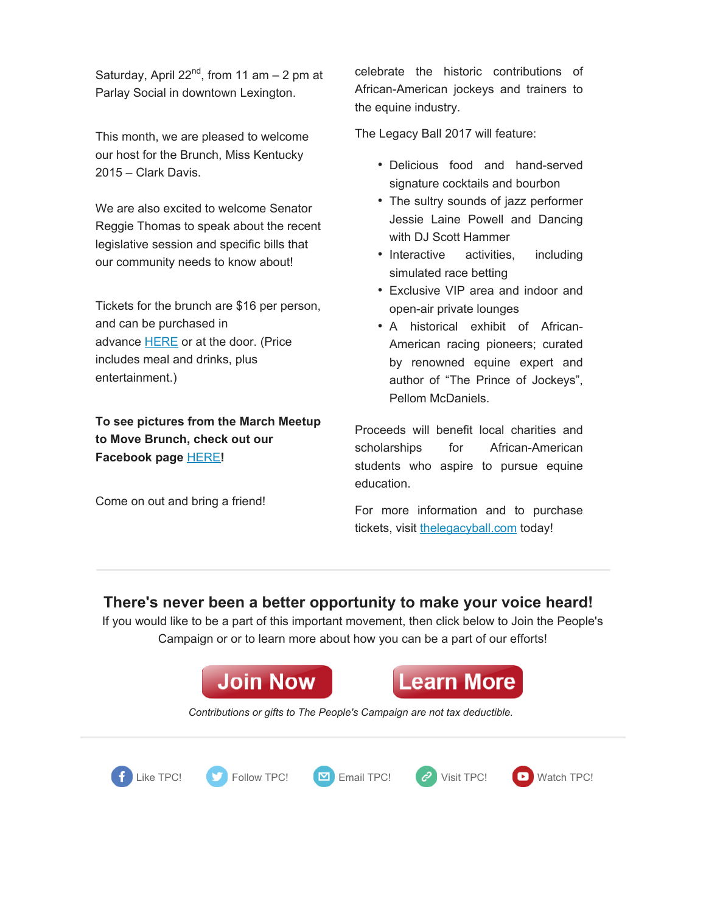Saturday, April 22nd, from 11 am – 2 pm at Parlay Social in downtown Lexington.

This month, we are pleased to welcome our host for the Brunch, Miss Kentucky 2015 – Clark Davis.

We are also excited to welcome Senator Reggie Thomas to speak about the recent legislative session and specific bills that our community needs to know about!

Tickets for the brunch are $16 per person, and can be purchased in advance HERE or at the door. (Price includes meal and drinks, plus entertainment.)

**To see pictures from the March Meetup to Move Brunch, check out our Facebook page HERE!**

Come on out and bring a friend!

celebrate the historic contributions of African-American jockeys and trainers to the equine industry.

The Legacy Ball 2017 will feature:

- Delicious food and hand-served signature cocktails and bourbon
- The sultry sounds of jazz performer Jessie Laine Powell and Dancing with DJ Scott Hammer
- Interactive activities, including simulated race betting
- Exclusive VIP area and indoor and open-air private lounges
- A historical exhibit of African-American racing pioneers; curated by renowned equine expert and author of "The Prince of Jockeys", Pellom McDaniels.

Proceeds will benefit local charities and scholarships for African-American students who aspire to pursue equine education.

For more information and to purchase tickets, visit thelegacyball.com today!

## There's never been a better opportunity to make your voice heard!

If you would like to be a part of this important movement, then click below to Join the People's Campaign or or to learn more about how you can be a part of our efforts!

Join Now

Learn More

*Contributions or gifts to The People's Campaign are not tax deductible.*

Like TPC! Follow TPC! Email TPC! Visit TPC! Watch TPC!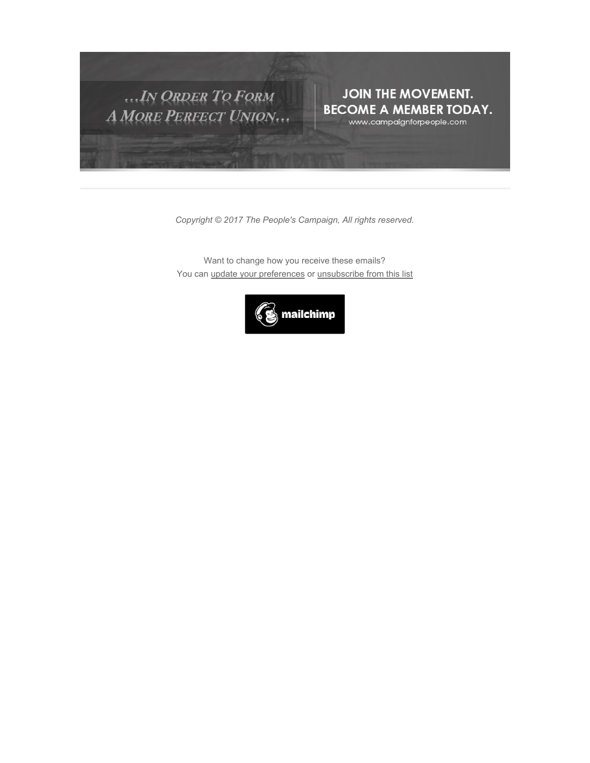...IN ORDER TO FORM A MORE PERFECT UNION...

JOIN THE MOVEMENT. BECOME A MEMBER TODAY.
www.campaignforpeople.com

---

*Copyright © 2017 The People's Campaign, All rights reserved.*

Want to change how you receive these emails?
You can update your preferences or unsubscribe from this list

mailchimp